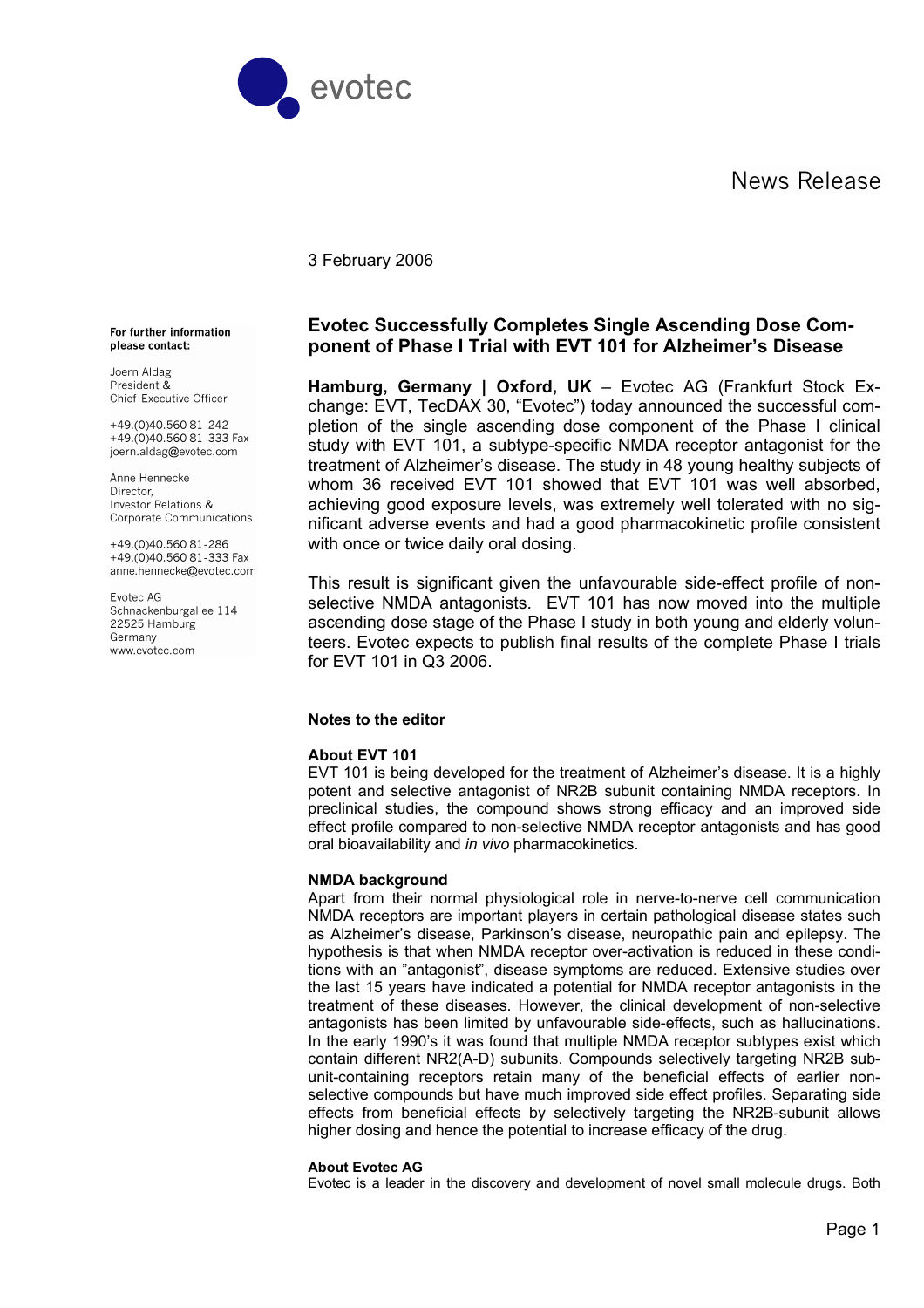evotec

News Release

3 February 2006

**For further information please contact:**

Joern Aldag
President &
Chief Executive Officer

+49.(0)40.560 81-242
+49.(0)40.560 81-333 Fax
joern.aldag@evotec.com

Anne Hennecke
Director,
Investor Relations &
Corporate Communications

+49.(0)40.560 81-286
+49.(0)40.560 81-333 Fax
anne.hennecke@evotec.com

Evotec AG
Schnackenburgallee 114
22525 Hamburg
Germany
www.evotec.com

## Evotec Successfully Completes Single Ascending Dose Component of Phase I Trial with EVT 101 for Alzheimer's Disease

**Hamburg, Germany | Oxford, UK** – Evotec AG (Frankfurt Stock Exchange: EVT, TecDAX 30, "Evotec") today announced the successful completion of the single ascending dose component of the Phase I clinical study with EVT 101, a subtype-specific NMDA receptor antagonist for the treatment of Alzheimer's disease. The study in 48 young healthy subjects of whom 36 received EVT 101 showed that EVT 101 was well absorbed, achieving good exposure levels, was extremely well tolerated with no significant adverse events and had a good pharmacokinetic profile consistent with once or twice daily oral dosing.

This result is significant given the unfavourable side-effect profile of non-selective NMDA antagonists. EVT 101 has now moved into the multiple ascending dose stage of the Phase I study in both young and elderly volunteers. Evotec expects to publish final results of the complete Phase I trials for EVT 101 in Q3 2006.

### Notes to the editor

**About EVT 101**

EVT 101 is being developed for the treatment of Alzheimer's disease. It is a highly potent and selective antagonist of NR2B subunit containing NMDA receptors. In preclinical studies, the compound shows strong efficacy and an improved side effect profile compared to non-selective NMDA receptor antagonists and has good oral bioavailability and *in vivo* pharmacokinetics.

**NMDA background**

Apart from their normal physiological role in nerve-to-nerve cell communication NMDA receptors are important players in certain pathological disease states such as Alzheimer's disease, Parkinson's disease, neuropathic pain and epilepsy. The hypothesis is that when NMDA receptor over-activation is reduced in these conditions with an "antagonist", disease symptoms are reduced. Extensive studies over the last 15 years have indicated a potential for NMDA receptor antagonists in the treatment of these diseases. However, the clinical development of non-selective antagonists has been limited by unfavourable side-effects, such as hallucinations. In the early 1990's it was found that multiple NMDA receptor subtypes exist which contain different NR2(A-D) subunits. Compounds selectively targeting NR2B subunit-containing receptors retain many of the beneficial effects of earlier non-selective compounds but have much improved side effect profiles. Separating side effects from beneficial effects by selectively targeting the NR2B-subunit allows higher dosing and hence the potential to increase efficacy of the drug.

**About Evotec AG**

Evotec is a leader in the discovery and development of novel small molecule drugs. Both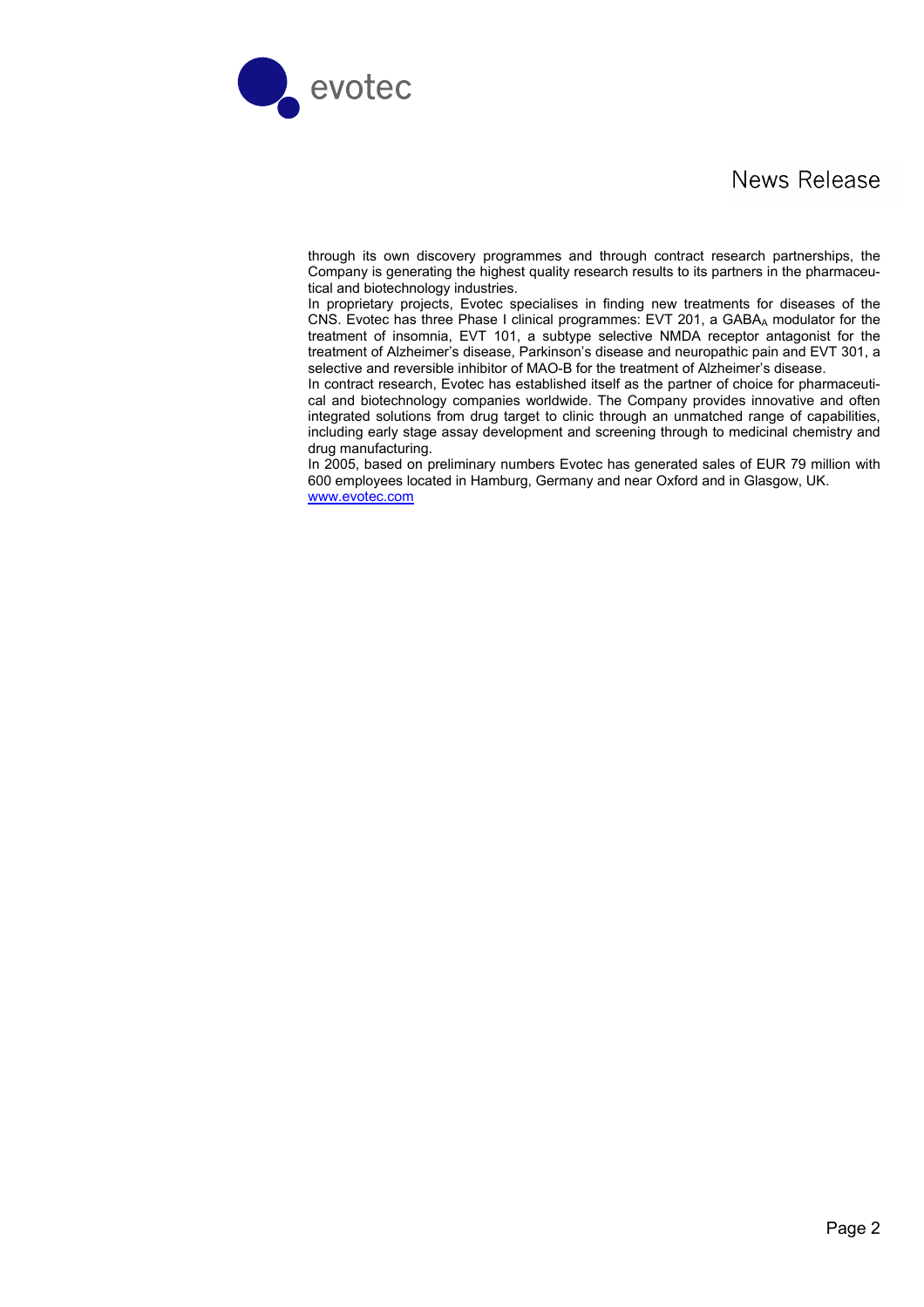through its own discovery programmes and through contract research partnerships, the Company is generating the highest quality research results to its partners in the pharmaceutical and biotechnology industries.

In proprietary projects, Evotec specialises in finding new treatments for diseases of the CNS. Evotec has three Phase I clinical programmes: EVT 201, a $GABA_A$ modulator for the treatment of insomnia, EVT 101, a subtype selective NMDA receptor antagonist for the treatment of Alzheimer's disease, Parkinson's disease and neuropathic pain and EVT 301, a selective and reversible inhibitor of MAO-B for the treatment of Alzheimer's disease.

In contract research, Evotec has established itself as the partner of choice for pharmaceutical and biotechnology companies worldwide. The Company provides innovative and often integrated solutions from drug target to clinic through an unmatched range of capabilities, including early stage assay development and screening through to medicinal chemistry and drug manufacturing.

In 2005, based on preliminary numbers Evotec has generated sales of EUR 79 million with 600 employees located in Hamburg, Germany and near Oxford and in Glasgow, UK.

www.evotec.com